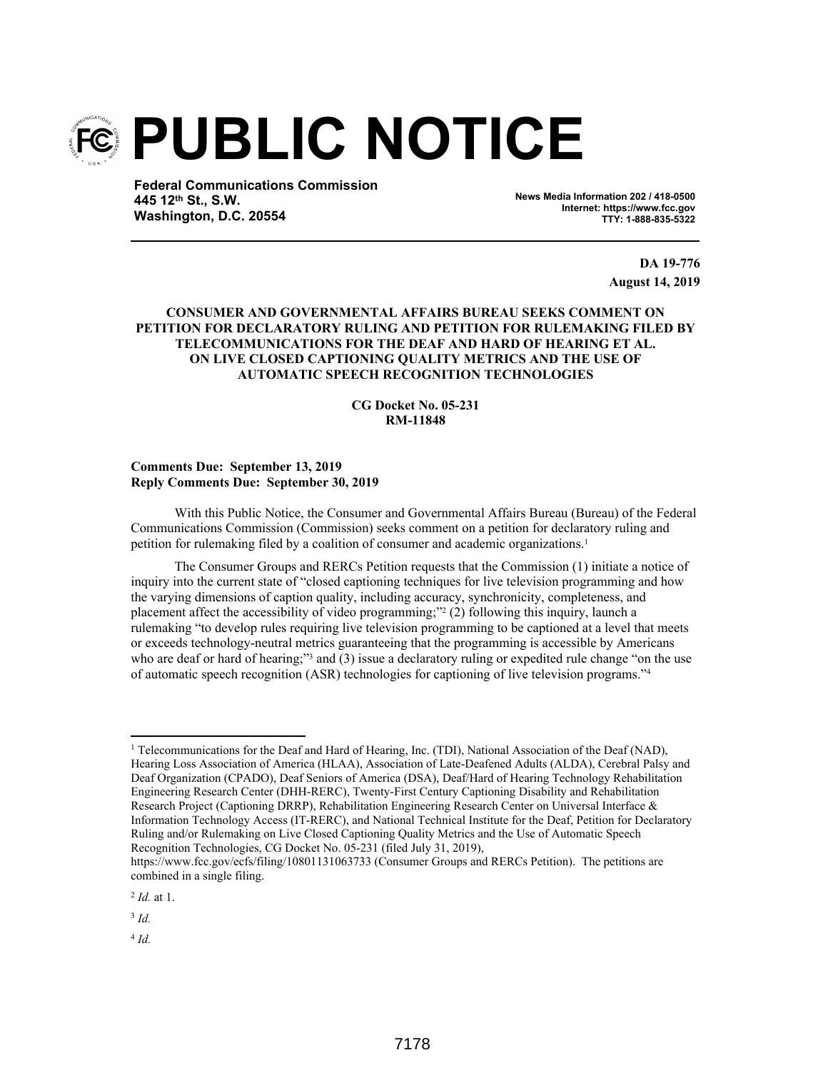# PUBLIC NOTICE

**Federal Communications Commission**
**445 12th St., S.W.**
**Washington, D.C. 20554**

**News Media Information 202 / 418-0500**
**Internet: https://www.fcc.gov**
**TTY: 1-888-835-5322**

**DA 19-776**
**August 14, 2019**

**CONSUMER AND GOVERNMENTAL AFFAIRS BUREAU SEEKS COMMENT ON PETITION FOR DECLARATORY RULING AND PETITION FOR RULEMAKING FILED BY TELECOMMUNICATIONS FOR THE DEAF AND HARD OF HEARING ET AL. ON LIVE CLOSED CAPTIONING QUALITY METRICS AND THE USE OF AUTOMATIC SPEECH RECOGNITION TECHNOLOGIES**

**CG Docket No. 05-231**
**RM-11848**

**Comments Due: September 13, 2019**
**Reply Comments Due: September 30, 2019**

With this Public Notice, the Consumer and Governmental Affairs Bureau (Bureau) of the Federal Communications Commission (Commission) seeks comment on a petition for declaratory ruling and petition for rulemaking filed by a coalition of consumer and academic organizations.[1]

The Consumer Groups and RERCs Petition requests that the Commission (1) initiate a notice of inquiry into the current state of "closed captioning techniques for live television programming and how the varying dimensions of caption quality, including accuracy, synchronicity, completeness, and placement affect the accessibility of video programming;"[2] (2) following this inquiry, launch a rulemaking "to develop rules requiring live television programming to be captioned at a level that meets or exceeds technology-neutral metrics guaranteeing that the programming is accessible by Americans who are deaf or hard of hearing;"[3] and (3) issue a declaratory ruling or expedited rule change "on the use of automatic speech recognition (ASR) technologies for captioning of live television programs."[4]

---

[1] Telecommunications for the Deaf and Hard of Hearing, Inc. (TDI), National Association of the Deaf (NAD), Hearing Loss Association of America (HLAA), Association of Late-Deafened Adults (ALDA), Cerebral Palsy and Deaf Organization (CPADO), Deaf Seniors of America (DSA), Deaf/Hard of Hearing Technology Rehabilitation Engineering Research Center (DHH-RERC), Twenty-First Century Captioning Disability and Rehabilitation Research Project (Captioning DRRP), Rehabilitation Engineering Research Center on Universal Interface & Information Technology Access (IT-RERC), and National Technical Institute for the Deaf, Petition for Declaratory Ruling and/or Rulemaking on Live Closed Captioning Quality Metrics and the Use of Automatic Speech Recognition Technologies, CG Docket No. 05-231 (filed July 31, 2019), https://www.fcc.gov/ecfs/filing/10801131063733 (Consumer Groups and RERCs Petition). The petitions are combined in a single filing.

[2] *Id.* at 1.

[3] *Id.*

[4] *Id.*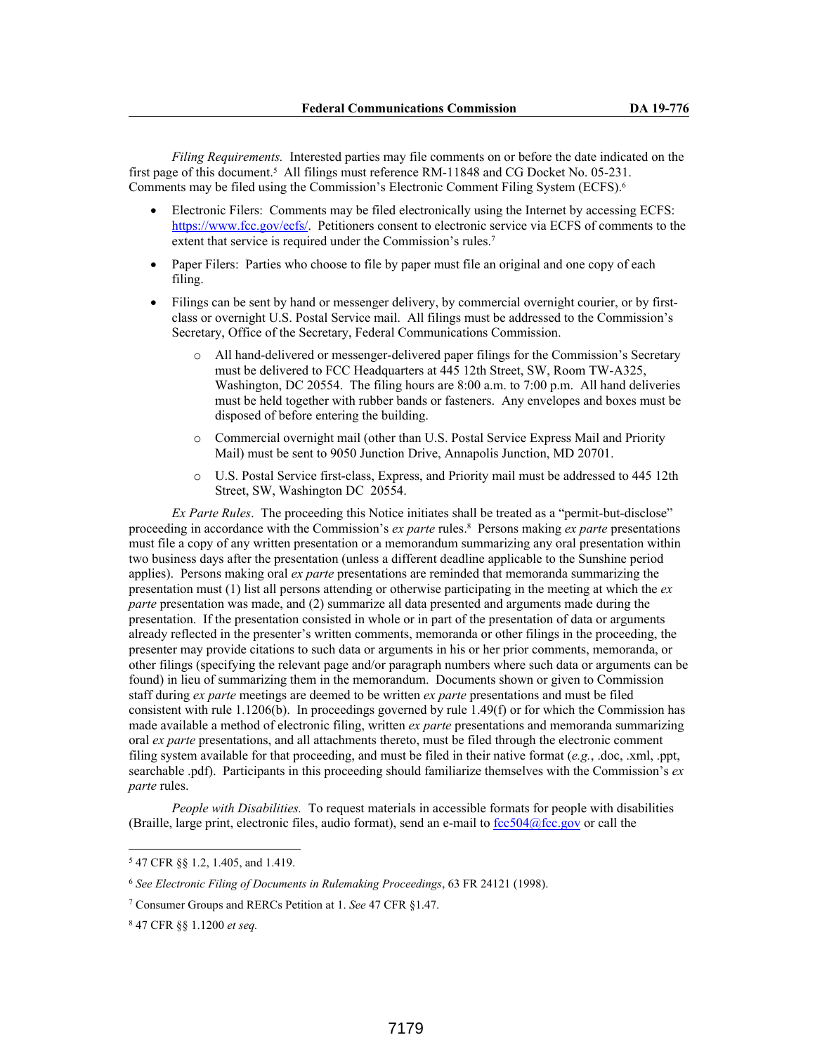*Filing Requirements.* Interested parties may file comments on or before the date indicated on the first page of this document.[5] All filings must reference RM-11848 and CG Docket No. 05-231. Comments may be filed using the Commission's Electronic Comment Filing System (ECFS).[6]

- Electronic Filers: Comments may be filed electronically using the Internet by accessing ECFS: https://www.fcc.gov/ecfs/. Petitioners consent to electronic service via ECFS of comments to the extent that service is required under the Commission's rules.[7]
- Paper Filers: Parties who choose to file by paper must file an original and one copy of each filing.
- Filings can be sent by hand or messenger delivery, by commercial overnight courier, or by first-class or overnight U.S. Postal Service mail. All filings must be addressed to the Commission's Secretary, Office of the Secretary, Federal Communications Commission.
  - All hand-delivered or messenger-delivered paper filings for the Commission's Secretary must be delivered to FCC Headquarters at 445 12th Street, SW, Room TW-A325, Washington, DC 20554. The filing hours are 8:00 a.m. to 7:00 p.m. All hand deliveries must be held together with rubber bands or fasteners. Any envelopes and boxes must be disposed of before entering the building.
  - Commercial overnight mail (other than U.S. Postal Service Express Mail and Priority Mail) must be sent to 9050 Junction Drive, Annapolis Junction, MD 20701.
  - U.S. Postal Service first-class, Express, and Priority mail must be addressed to 445 12th Street, SW, Washington DC 20554.

*Ex Parte Rules*. The proceeding this Notice initiates shall be treated as a "permit-but-disclose" proceeding in accordance with the Commission's *ex parte* rules.[8] Persons making *ex parte* presentations must file a copy of any written presentation or a memorandum summarizing any oral presentation within two business days after the presentation (unless a different deadline applicable to the Sunshine period applies). Persons making oral *ex parte* presentations are reminded that memoranda summarizing the presentation must (1) list all persons attending or otherwise participating in the meeting at which the *ex parte* presentation was made, and (2) summarize all data presented and arguments made during the presentation. If the presentation consisted in whole or in part of the presentation of data or arguments already reflected in the presenter's written comments, memoranda or other filings in the proceeding, the presenter may provide citations to such data or arguments in his or her prior comments, memoranda, or other filings (specifying the relevant page and/or paragraph numbers where such data or arguments can be found) in lieu of summarizing them in the memorandum. Documents shown or given to Commission staff during *ex parte* meetings are deemed to be written *ex parte* presentations and must be filed consistent with rule 1.1206(b). In proceedings governed by rule 1.49(f) or for which the Commission has made available a method of electronic filing, written *ex parte* presentations and memoranda summarizing oral *ex parte* presentations, and all attachments thereto, must be filed through the electronic comment filing system available for that proceeding, and must be filed in their native format (*e.g.*, .doc, .xml, .ppt, searchable .pdf). Participants in this proceeding should familiarize themselves with the Commission's *ex parte* rules.

*People with Disabilities.* To request materials in accessible formats for people with disabilities (Braille, large print, electronic files, audio format), send an e-mail to fcc504@fcc.gov or call the

---

[5] 47 CFR §§ 1.2, 1.405, and 1.419.

[6] *See Electronic Filing of Documents in Rulemaking Proceedings*, 63 FR 24121 (1998).

[7] Consumer Groups and RERCs Petition at 1. *See* 47 CFR §1.47.

[8] 47 CFR §§ 1.1200 *et seq.*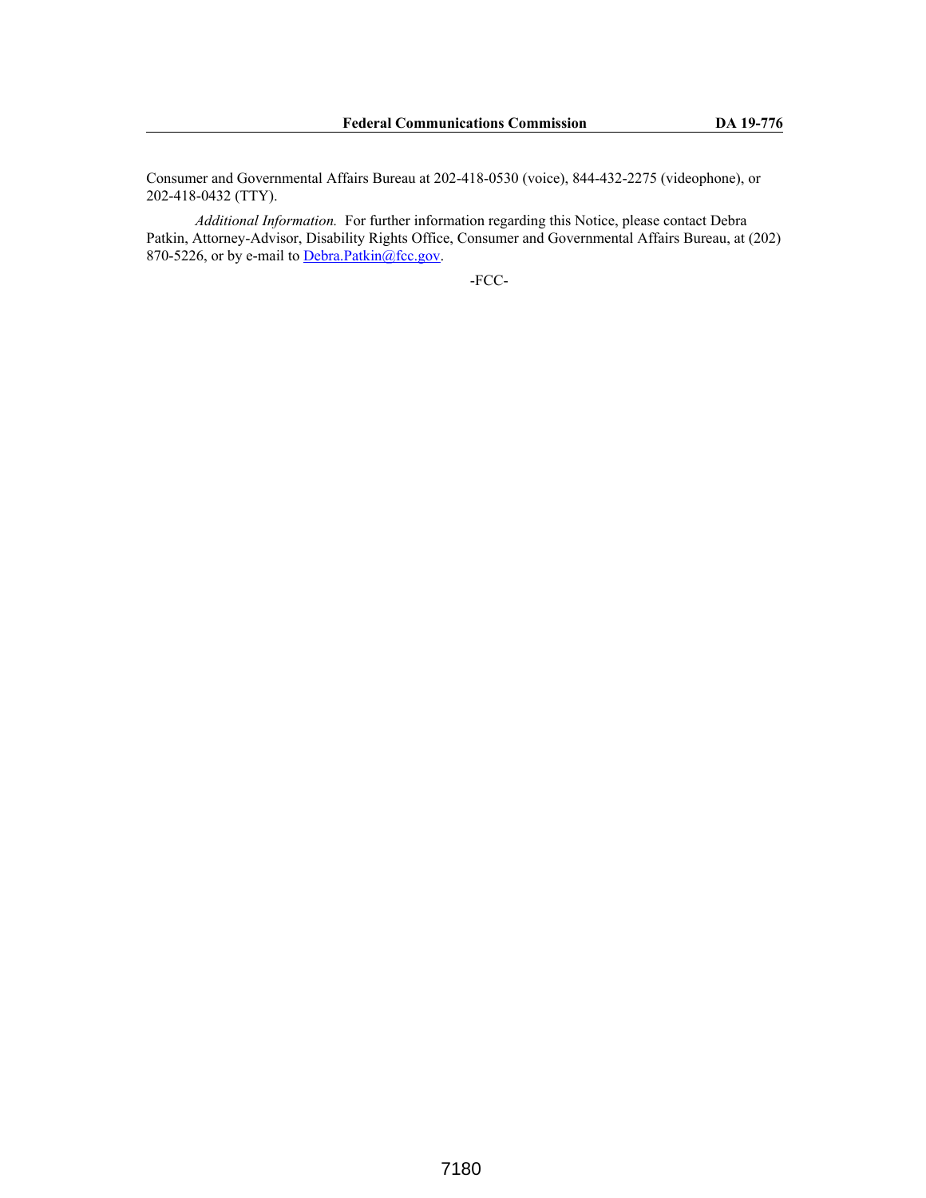Consumer and Governmental Affairs Bureau at 202-418-0530 (voice), 844-432-2275 (videophone), or 202-418-0432 (TTY).

*Additional Information.* For further information regarding this Notice, please contact Debra Patkin, Attorney-Advisor, Disability Rights Office, Consumer and Governmental Affairs Bureau, at (202) 870-5226, or by e-mail to Debra.Patkin@fcc.gov.

-FCC-